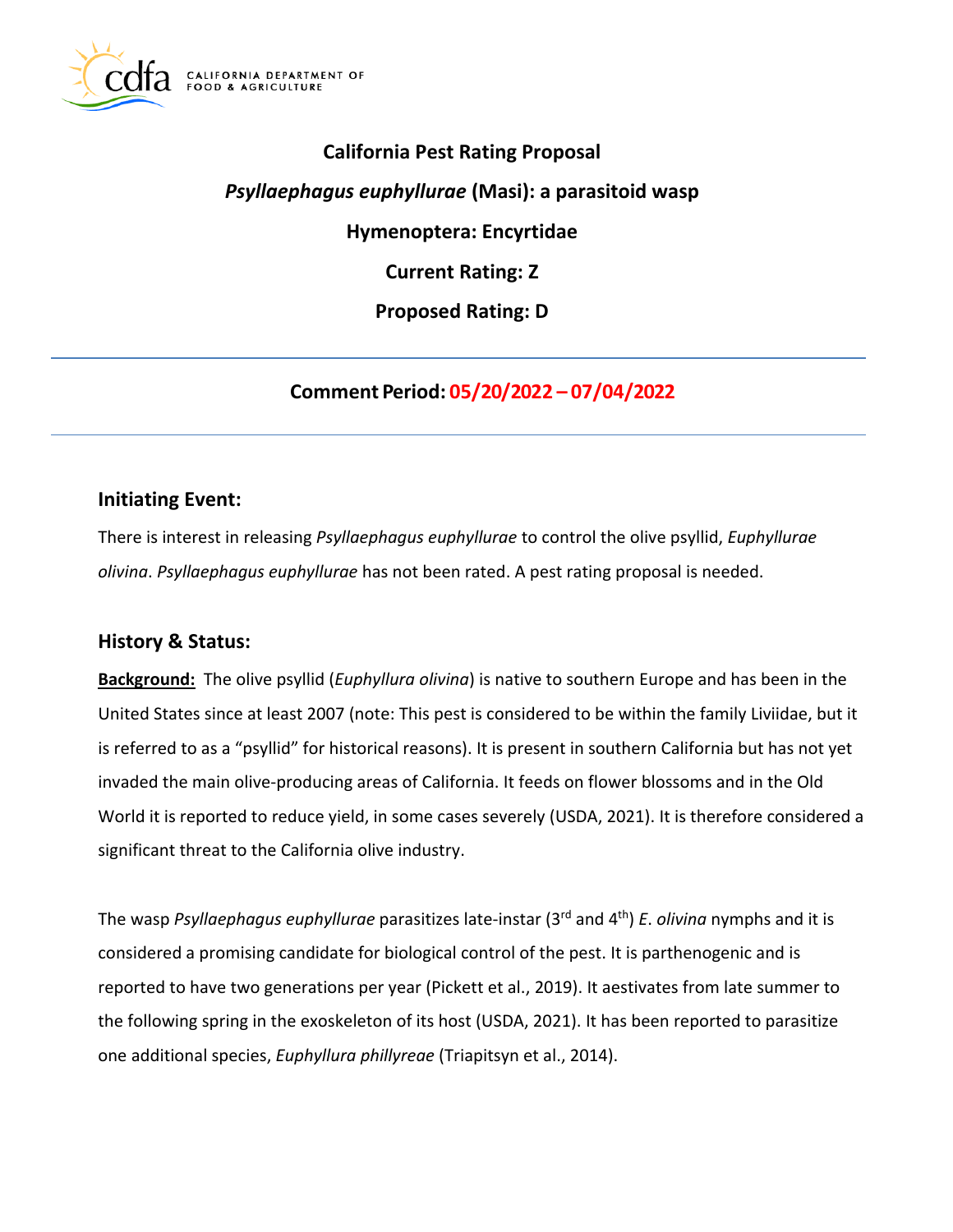# California Pest Rating Proposal

## *Psyllaephagus euphyllurae* (Masi): a parasitoid wasp

### Hymenoptera: Encyrtidae

### Current Rating: Z

### Proposed Rating: D

---

### Comment Period: 05/20/2022 – 07/04/2022

---

## Initiating Event:

There is interest in releasing *Psyllaephagus euphyllurae* to control the olive psyllid, *Euphyllurae olivina*. *Psyllaephagus euphyllurae* has not been rated. A pest rating proposal is needed.

## History & Status:

**Background:** The olive psyllid (*Euphyllura olivina*) is native to southern Europe and has been in the United States since at least 2007 (note: This pest is considered to be within the family Liviidae, but it is referred to as a "psyllid" for historical reasons). It is present in southern California but has not yet invaded the main olive-producing areas of California. It feeds on flower blossoms and in the Old World it is reported to reduce yield, in some cases severely (USDA, 2021). It is therefore considered a significant threat to the California olive industry.

The wasp *Psyllaephagus euphyllurae* parasitizes late-instar (3rd and 4th) *E. olivina* nymphs and it is considered a promising candidate for biological control of the pest. It is parthenogenic and is reported to have two generations per year (Pickett et al., 2019). It aestivates from late summer to the following spring in the exoskeleton of its host (USDA, 2021). It has been reported to parasitize one additional species, *Euphyllura phillyreae* (Triapitsyn et al., 2014).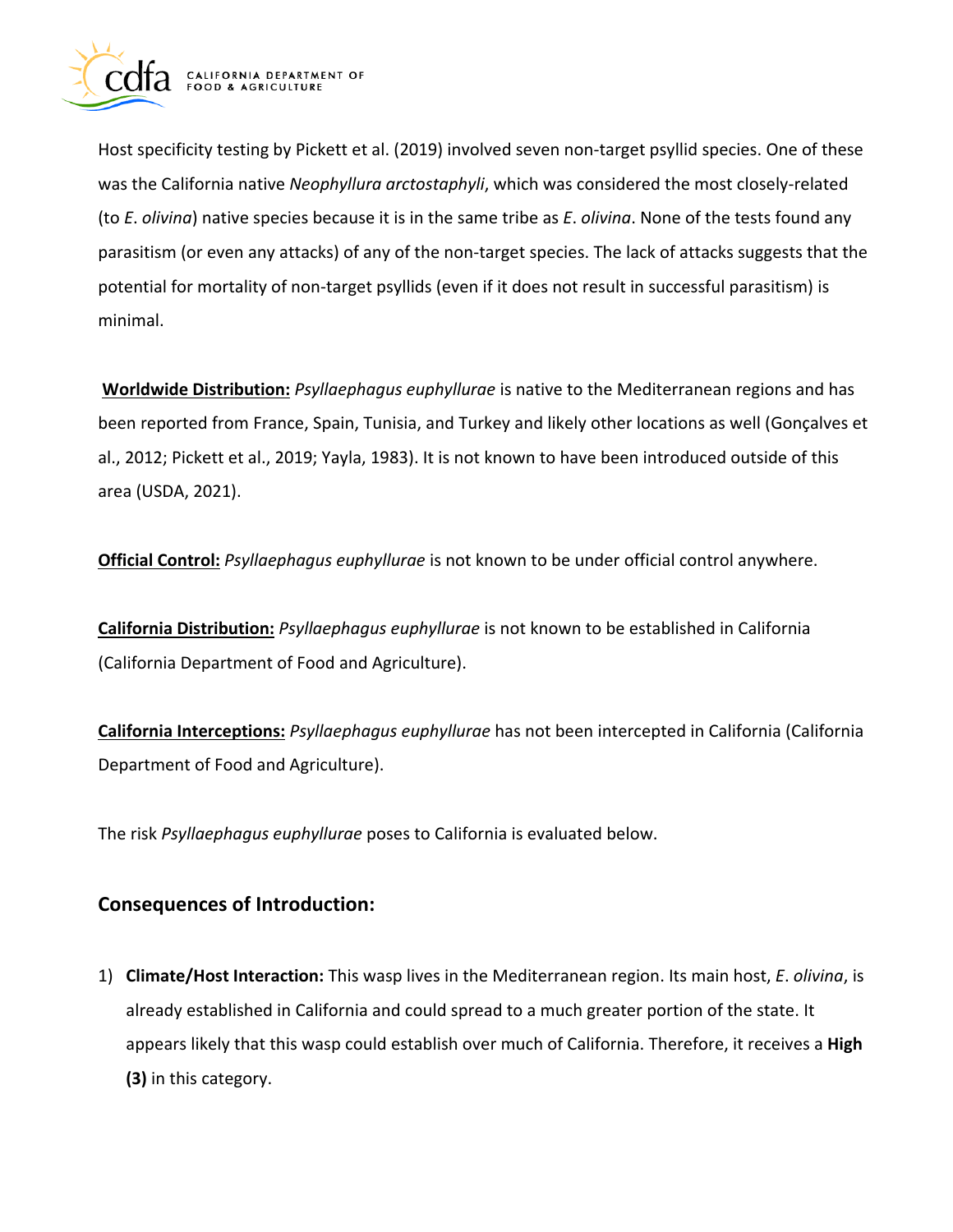Host specificity testing by Pickett et al. (2019) involved seven non-target psyllid species. One of these was the California native *Neophyllura arctostaphyli*, which was considered the most closely-related (to *E*. *olivina*) native species because it is in the same tribe as *E*. *olivina*. None of the tests found any parasitism (or even any attacks) of any of the non-target species. The lack of attacks suggests that the potential for mortality of non-target psyllids (even if it does not result in successful parasitism) is minimal.

**Worldwide Distribution:** *Psyllaephagus euphyllurae* is native to the Mediterranean regions and has been reported from France, Spain, Tunisia, and Turkey and likely other locations as well (Gonçalves et al., 2012; Pickett et al., 2019; Yayla, 1983). It is not known to have been introduced outside of this area (USDA, 2021).

**Official Control:** *Psyllaephagus euphyllurae* is not known to be under official control anywhere.

**California Distribution:** *Psyllaephagus euphyllurae* is not known to be established in California (California Department of Food and Agriculture).

**California Interceptions:** *Psyllaephagus euphyllurae* has not been intercepted in California (California Department of Food and Agriculture).

The risk *Psyllaephagus euphyllurae* poses to California is evaluated below.

## Consequences of Introduction:

1) **Climate/Host Interaction:** This wasp lives in the Mediterranean region. Its main host, *E*. *olivina*, is already established in California and could spread to a much greater portion of the state. It appears likely that this wasp could establish over much of California. Therefore, it receives a **High (3)** in this category.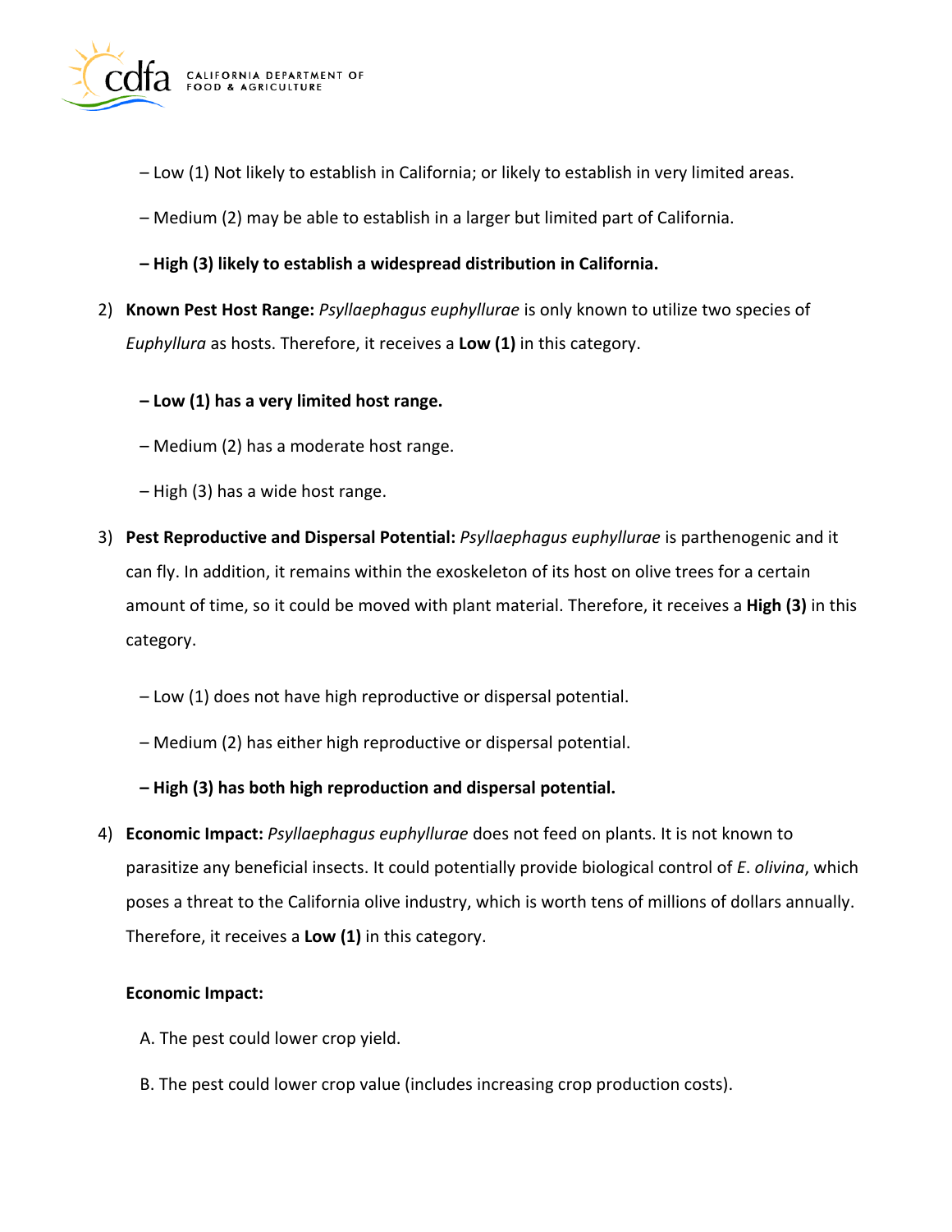– Low (1) Not likely to establish in California; or likely to establish in very limited areas.

– Medium (2) may be able to establish in a larger but limited part of California.

**– High (3) likely to establish a widespread distribution in California.**

2) **Known Pest Host Range:** *Psyllaephagus euphyllurae* is only known to utilize two species of *Euphyllura* as hosts. Therefore, it receives a **Low (1)** in this category.

   **– Low (1) has a very limited host range.**

   – Medium (2) has a moderate host range.

   – High (3) has a wide host range.

3) **Pest Reproductive and Dispersal Potential:** *Psyllaephagus euphyllurae* is parthenogenic and it can fly. In addition, it remains within the exoskeleton of its host on olive trees for a certain amount of time, so it could be moved with plant material. Therefore, it receives a **High (3)** in this category.

   – Low (1) does not have high reproductive or dispersal potential.

   – Medium (2) has either high reproductive or dispersal potential.

   **– High (3) has both high reproduction and dispersal potential.**

4) **Economic Impact:** *Psyllaephagus euphyllurae* does not feed on plants. It is not known to parasitize any beneficial insects. It could potentially provide biological control of *E. olivina*, which poses a threat to the California olive industry, which is worth tens of millions of dollars annually. Therefore, it receives a **Low (1)** in this category.

   **Economic Impact:**

   A. The pest could lower crop yield.

   B. The pest could lower crop value (includes increasing crop production costs).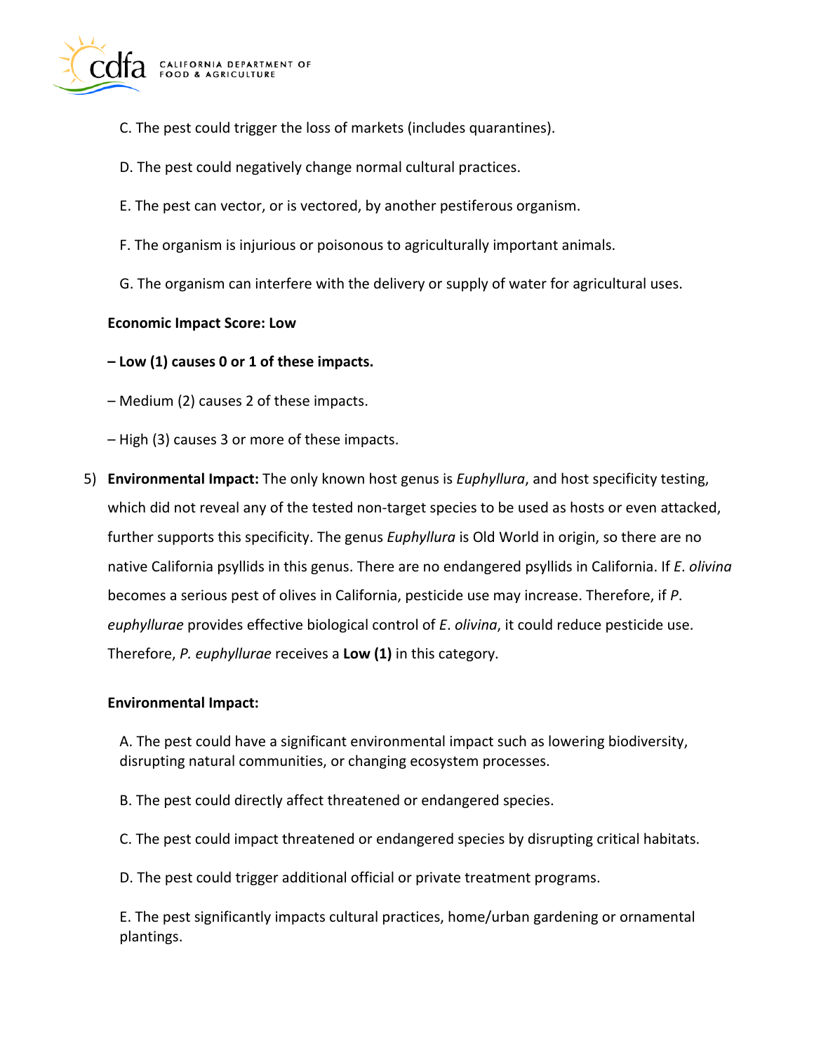C. The pest could trigger the loss of markets (includes quarantines).

D. The pest could negatively change normal cultural practices.

E. The pest can vector, or is vectored, by another pestiferous organism.

F. The organism is injurious or poisonous to agriculturally important animals.

G. The organism can interfere with the delivery or supply of water for agricultural uses.

**Economic Impact Score: Low**

**– Low (1) causes 0 or 1 of these impacts.**

– Medium (2) causes 2 of these impacts.

– High (3) causes 3 or more of these impacts.

5) **Environmental Impact:** The only known host genus is *Euphyllura*, and host specificity testing, which did not reveal any of the tested non-target species to be used as hosts or even attacked, further supports this specificity. The genus *Euphyllura* is Old World in origin, so there are no native California psyllids in this genus. There are no endangered psyllids in California. If *E. olivina* becomes a serious pest of olives in California, pesticide use may increase. Therefore, if *P. euphyllurae* provides effective biological control of *E. olivina*, it could reduce pesticide use. Therefore, *P. euphyllurae* receives a **Low (1)** in this category.

**Environmental Impact:**

A. The pest could have a significant environmental impact such as lowering biodiversity, disrupting natural communities, or changing ecosystem processes.

B. The pest could directly affect threatened or endangered species.

C. The pest could impact threatened or endangered species by disrupting critical habitats.

D. The pest could trigger additional official or private treatment programs.

E. The pest significantly impacts cultural practices, home/urban gardening or ornamental plantings.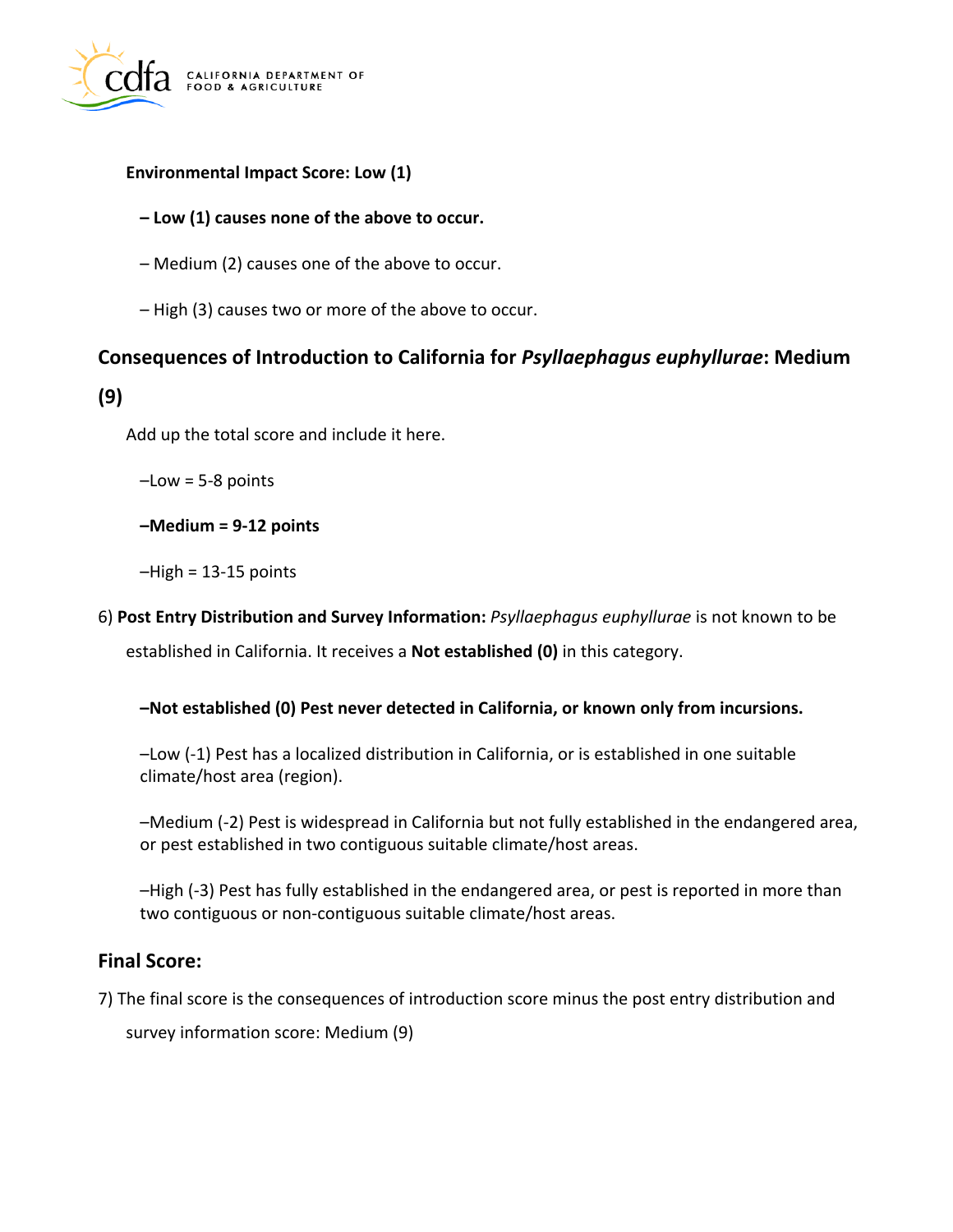**Environmental Impact Score: Low (1)**

**– Low (1) causes none of the above to occur.**

– Medium (2) causes one of the above to occur.

– High (3) causes two or more of the above to occur.

## Consequences of Introduction to California for *Psyllaephagus euphyllurae*: Medium (9)

Add up the total score and include it here.

–Low = 5-8 points

**–Medium = 9-12 points**

–High = 13-15 points

6) **Post Entry Distribution and Survey Information:** *Psyllaephagus euphyllurae* is not known to be established in California. It receives a **Not established (0)** in this category.

**–Not established (0) Pest never detected in California, or known only from incursions.**

–Low (-1) Pest has a localized distribution in California, or is established in one suitable climate/host area (region).

–Medium (-2) Pest is widespread in California but not fully established in the endangered area, or pest established in two contiguous suitable climate/host areas.

–High (-3) Pest has fully established in the endangered area, or pest is reported in more than two contiguous or non-contiguous suitable climate/host areas.

## Final Score:

7) The final score is the consequences of introduction score minus the post entry distribution and survey information score: Medium (9)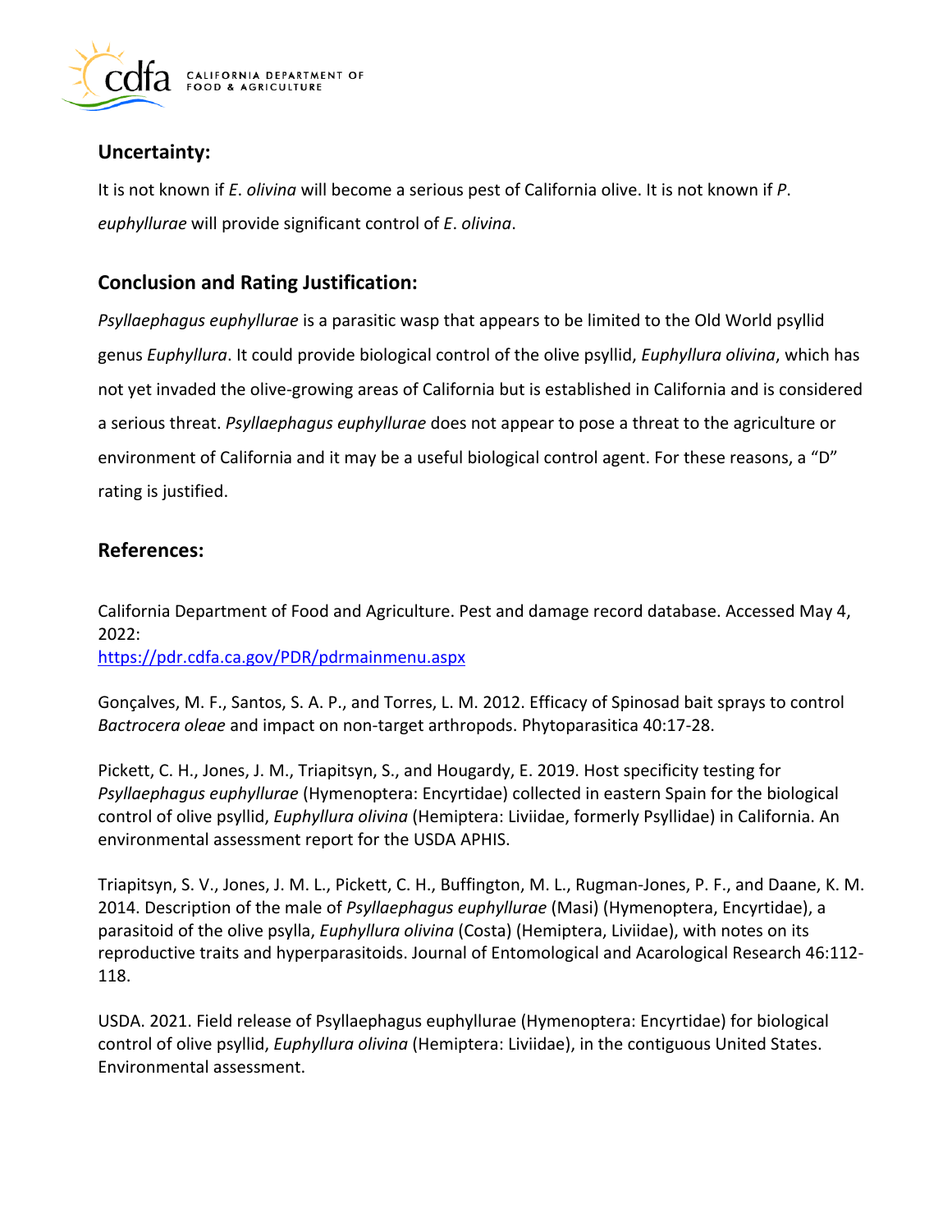## Uncertainty:

It is not known if *E*. *olivina* will become a serious pest of California olive. It is not known if *P*. *euphyllurae* will provide significant control of *E*. *olivina*.

## Conclusion and Rating Justification:

*Psyllaephagus euphyllurae* is a parasitic wasp that appears to be limited to the Old World psyllid genus *Euphyllura*. It could provide biological control of the olive psyllid, *Euphyllura olivina*, which has not yet invaded the olive-growing areas of California but is established in California and is considered a serious threat. *Psyllaephagus euphyllurae* does not appear to pose a threat to the agriculture or environment of California and it may be a useful biological control agent. For these reasons, a "D" rating is justified.

## References:

California Department of Food and Agriculture. Pest and damage record database. Accessed May 4, 2022:
https://pdr.cdfa.ca.gov/PDR/pdrmainmenu.aspx

Gonçalves, M. F., Santos, S. A. P., and Torres, L. M. 2012. Efficacy of Spinosad bait sprays to control *Bactrocera oleae* and impact on non-target arthropods. Phytoparasitica 40:17-28.

Pickett, C. H., Jones, J. M., Triapitsyn, S., and Hougardy, E. 2019. Host specificity testing for *Psyllaephagus euphyllurae* (Hymenoptera: Encyrtidae) collected in eastern Spain for the biological control of olive psyllid, *Euphyllura olivina* (Hemiptera: Liviidae, formerly Psyllidae) in California. An environmental assessment report for the USDA APHIS.

Triapitsyn, S. V., Jones, J. M. L., Pickett, C. H., Buffington, M. L., Rugman-Jones, P. F., and Daane, K. M. 2014. Description of the male of *Psyllaephagus euphyllurae* (Masi) (Hymenoptera, Encyrtidae), a parasitoid of the olive psylla, *Euphyllura olivina* (Costa) (Hemiptera, Liviidae), with notes on its reproductive traits and hyperparasitoids. Journal of Entomological and Acarological Research 46:112-118.

USDA. 2021. Field release of Psyllaephagus euphyllurae (Hymenoptera: Encyrtidae) for biological control of olive psyllid, *Euphyllura olivina* (Hemiptera: Liviidae), in the contiguous United States. Environmental assessment.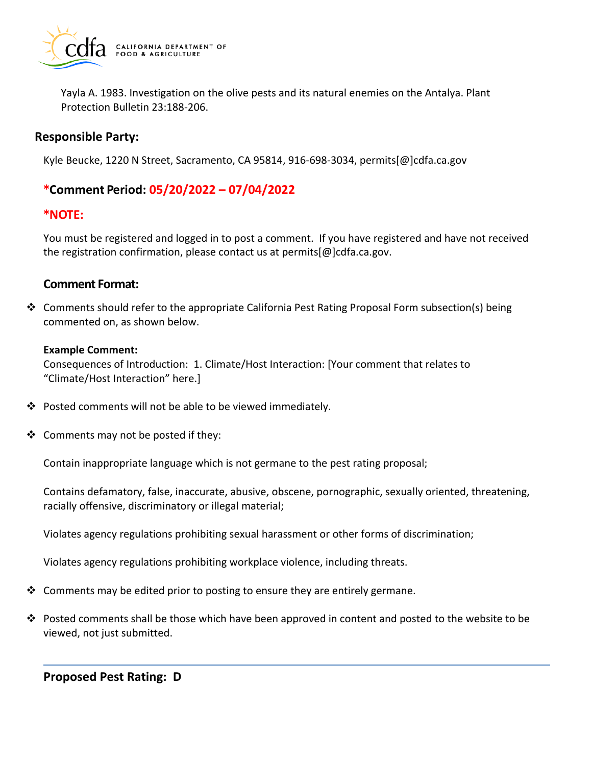Yayla A. 1983. Investigation on the olive pests and its natural enemies on the Antalya. Plant Protection Bulletin 23:188-206.

## Responsible Party:

Kyle Beucke, 1220 N Street, Sacramento, CA 95814, 916-698-3034, permits[@]cdfa.ca.gov

## *Comment Period: 05/20/2022 – 07/04/2022

## *NOTE:

You must be registered and logged in to post a comment. If you have registered and have not received the registration confirmation, please contact us at permits[@]cdfa.ca.gov.

### Comment Format:

- Comments should refer to the appropriate California Pest Rating Proposal Form subsection(s) being commented on, as shown below.

  **Example Comment:**
  Consequences of Introduction: 1. Climate/Host Interaction: [Your comment that relates to "Climate/Host Interaction" here.]

- Posted comments will not be able to be viewed immediately.

- Comments may not be posted if they:

  Contain inappropriate language which is not germane to the pest rating proposal;

  Contains defamatory, false, inaccurate, abusive, obscene, pornographic, sexually oriented, threatening, racially offensive, discriminatory or illegal material;

  Violates agency regulations prohibiting sexual harassment or other forms of discrimination;

  Violates agency regulations prohibiting workplace violence, including threats.

- Comments may be edited prior to posting to ensure they are entirely germane.

- Posted comments shall be those which have been approved in content and posted to the website to be viewed, not just submitted.

---

## Proposed Pest Rating: D